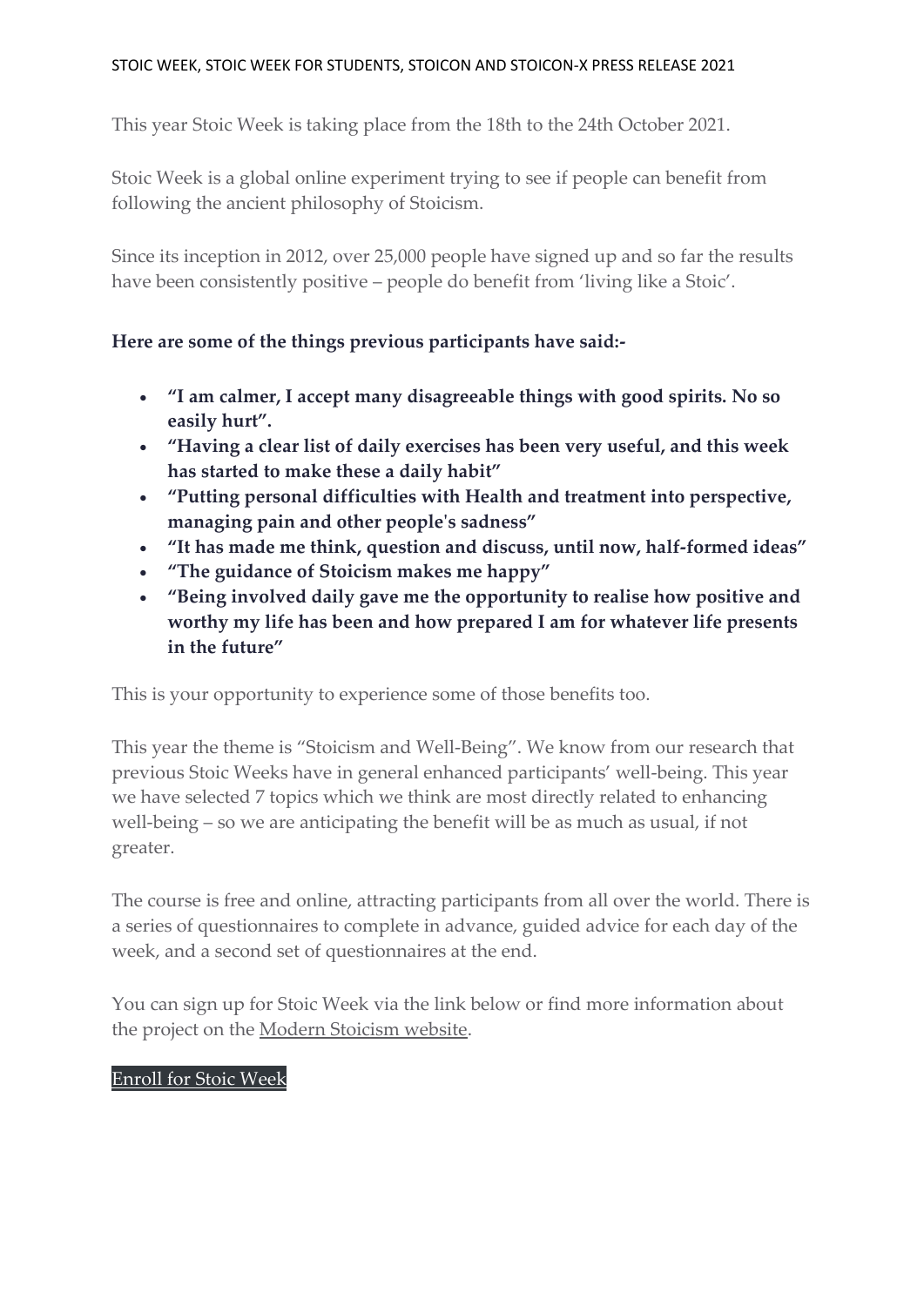STOIC WEEK, STOIC WEEK FOR STUDENTS, STOICON AND STOICON-X PRESS RELEASE 2021

This year Stoic Week is taking place from the 18th to the 24th October 2021.

Stoic Week is a global online experiment trying to see if people can benefit from following the ancient philosophy of Stoicism.

Since its inception in 2012, over 25,000 people have signed up and so far the results have been consistently positive – people do benefit from 'living like a Stoic'.

**Here are some of the things previous participants have said:-**

- **"I am calmer, I accept many disagreeable things with good spirits. No so easily hurt".**
- **"Having a clear list of daily exercises has been very useful, and this week has started to make these a daily habit"**
- **"Putting personal difficulties with Health and treatment into perspective, managing pain and other people's sadness"**
- **"It has made me think, question and discuss, until now, half-formed ideas"**
- **"The guidance of Stoicism makes me happy"**
- **"Being involved daily gave me the opportunity to realise how positive and worthy my life has been and how prepared I am for whatever life presents in the future"**

This is your opportunity to experience some of those benefits too.

This year the theme is "Stoicism and Well-Being". We know from our research that previous Stoic Weeks have in general enhanced participants' well-being. This year we have selected 7 topics which we think are most directly related to enhancing well-being – so we are anticipating the benefit will be as much as usual, if not greater.

The course is free and online, attracting participants from all over the world. There is a series of questionnaires to complete in advance, guided advice for each day of the week, and a second set of questionnaires at the end.

You can sign up for Stoic Week via the link below or find more information about the project on the Modern Stoicism website.

Enroll for Stoic Week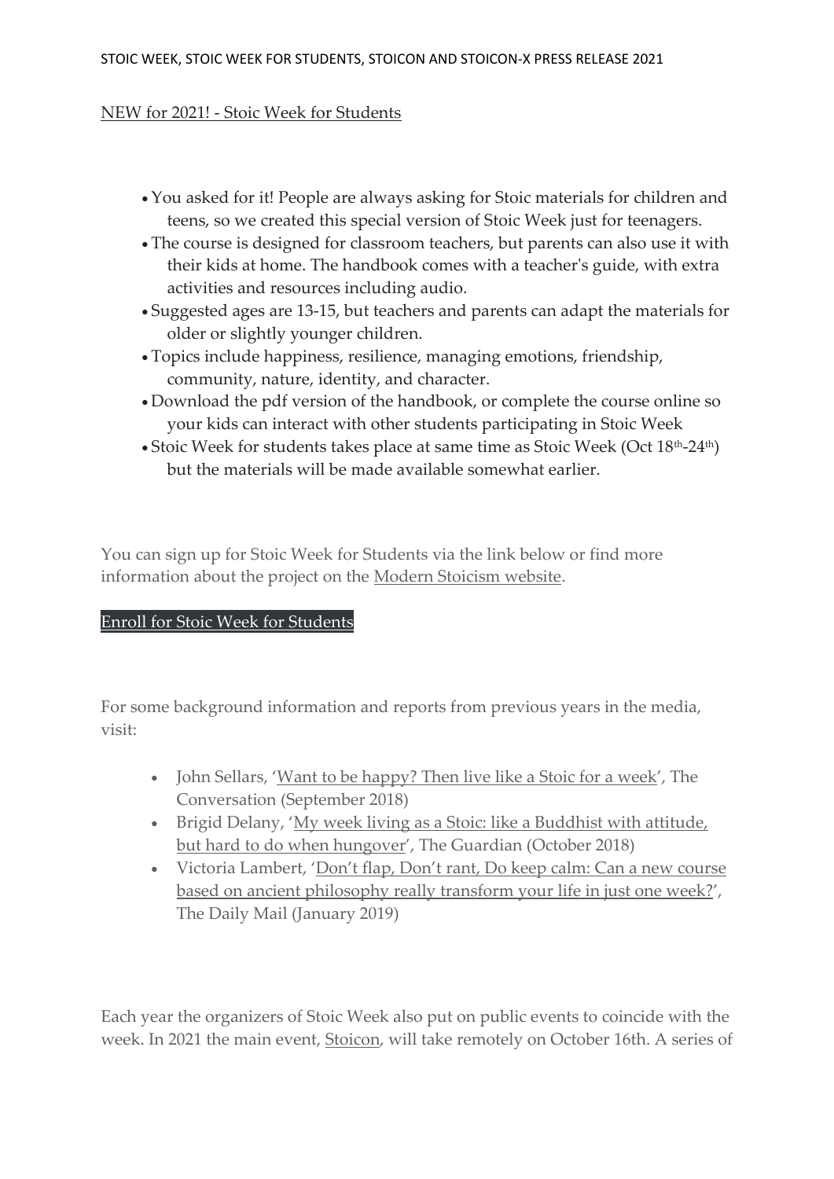NEW for 2021! - Stoic Week for Students

- You asked for it! People are always asking for Stoic materials for children and teens, so we created this special version of Stoic Week just for teenagers.
- The course is designed for classroom teachers, but parents can also use it with their kids at home. The handbook comes with a teacher's guide, with extra activities and resources including audio.
- Suggested ages are 13-15, but teachers and parents can adapt the materials for older or slightly younger children.
- Topics include happiness, resilience, managing emotions, friendship, community, nature, identity, and character.
- Download the pdf version of the handbook, or complete the course online so your kids can interact with other students participating in Stoic Week
- Stoic Week for students takes place at same time as Stoic Week (Oct 18th-24th) but the materials will be made available somewhat earlier.

You can sign up for Stoic Week for Students via the link below or find more information about the project on the Modern Stoicism website.

Enroll for Stoic Week for Students

For some background information and reports from previous years in the media, visit:

- John Sellars, 'Want to be happy? Then live like a Stoic for a week', The Conversation (September 2018)
- Brigid Delany, 'My week living as a Stoic: like a Buddhist with attitude, but hard to do when hungover', The Guardian (October 2018)
- Victoria Lambert, 'Don't flap, Don't rant, Do keep calm: Can a new course based on ancient philosophy really transform your life in just one week?', The Daily Mail (January 2019)

Each year the organizers of Stoic Week also put on public events to coincide with the week. In 2021 the main event, Stoicon, will take remotely on October 16th. A series of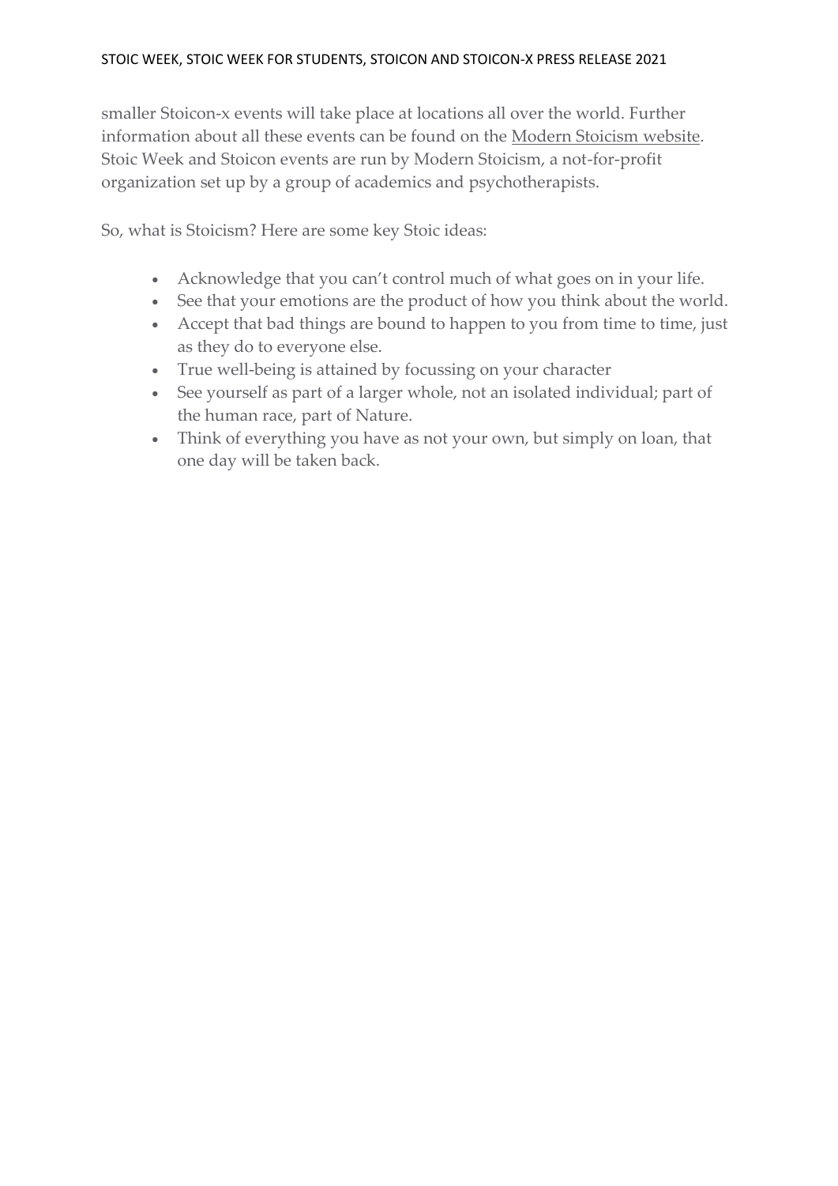smaller Stoicon-x events will take place at locations all over the world. Further information about all these events can be found on the Modern Stoicism website. Stoic Week and Stoicon events are run by Modern Stoicism, a not-for-profit organization set up by a group of academics and psychotherapists.

So, what is Stoicism? Here are some key Stoic ideas:

- Acknowledge that you can't control much of what goes on in your life.
- See that your emotions are the product of how you think about the world.
- Accept that bad things are bound to happen to you from time to time, just as they do to everyone else.
- True well-being is attained by focussing on your character
- See yourself as part of a larger whole, not an isolated individual; part of the human race, part of Nature.
- Think of everything you have as not your own, but simply on loan, that one day will be taken back.